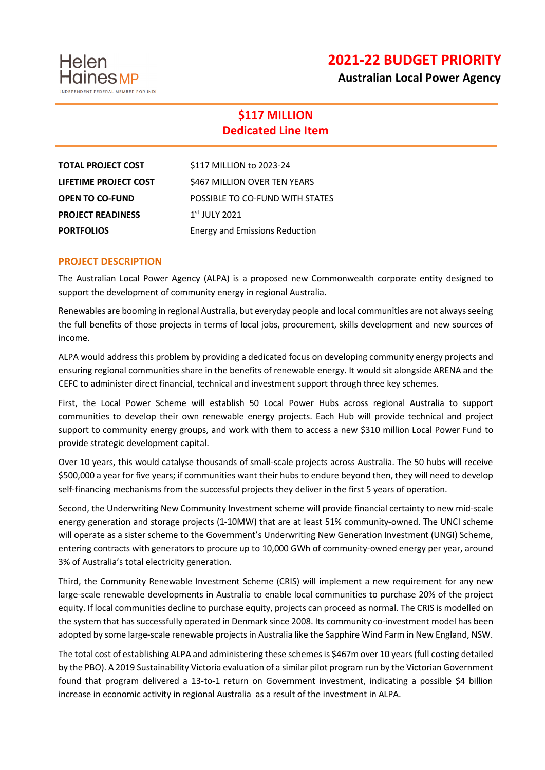Helen Haines MP

INDEPENDENT FEDERAL MEMBER FOR INDI

# 2021-22 BUDGET PRIORITY

## Australian Local Power Agency

## $117 MILLION
## Dedicated Line Item

| | |
|---|---|
| **TOTAL PROJECT COST** | $117 MILLION to 2023-24 |
| **LIFETIME PROJECT COST** | $467 MILLION OVER TEN YEARS |
| **OPEN TO CO-FUND** | POSSIBLE TO CO-FUND WITH STATES |
| **PROJECT READINESS** | 1st JULY 2021 |
| **PORTFOLIOS** | Energy and Emissions Reduction |

### PROJECT DESCRIPTION

The Australian Local Power Agency (ALPA) is a proposed new Commonwealth corporate entity designed to support the development of community energy in regional Australia.

Renewables are booming in regional Australia, but everyday people and local communities are not always seeing the full benefits of those projects in terms of local jobs, procurement, skills development and new sources of income.

ALPA would address this problem by providing a dedicated focus on developing community energy projects and ensuring regional communities share in the benefits of renewable energy. It would sit alongside ARENA and the CEFC to administer direct financial, technical and investment support through three key schemes.

First, the Local Power Scheme will establish 50 Local Power Hubs across regional Australia to support communities to develop their own renewable energy projects. Each Hub will provide technical and project support to community energy groups, and work with them to access a new $310 million Local Power Fund to provide strategic development capital.

Over 10 years, this would catalyse thousands of small-scale projects across Australia. The 50 hubs will receive $500,000 a year for five years; if communities want their hubs to endure beyond then, they will need to develop self-financing mechanisms from the successful projects they deliver in the first 5 years of operation.

Second, the Underwriting New Community Investment scheme will provide financial certainty to new mid-scale energy generation and storage projects (1-10MW) that are at least 51% community-owned. The UNCI scheme will operate as a sister scheme to the Government's Underwriting New Generation Investment (UNGI) Scheme, entering contracts with generators to procure up to 10,000 GWh of community-owned energy per year, around 3% of Australia's total electricity generation.

Third, the Community Renewable Investment Scheme (CRIS) will implement a new requirement for any new large-scale renewable developments in Australia to enable local communities to purchase 20% of the project equity. If local communities decline to purchase equity, projects can proceed as normal. The CRIS is modelled on the system that has successfully operated in Denmark since 2008. Its community co-investment model has been adopted by some large-scale renewable projects in Australia like the Sapphire Wind Farm in New England, NSW.

The total cost of establishing ALPA and administering these schemes is $467m over 10 years (full costing detailed by the PBO). A 2019 Sustainability Victoria evaluation of a similar pilot program run by the Victorian Government found that program delivered a 13-to-1 return on Government investment, indicating a possible $4 billion increase in economic activity in regional Australia as a result of the investment in ALPA.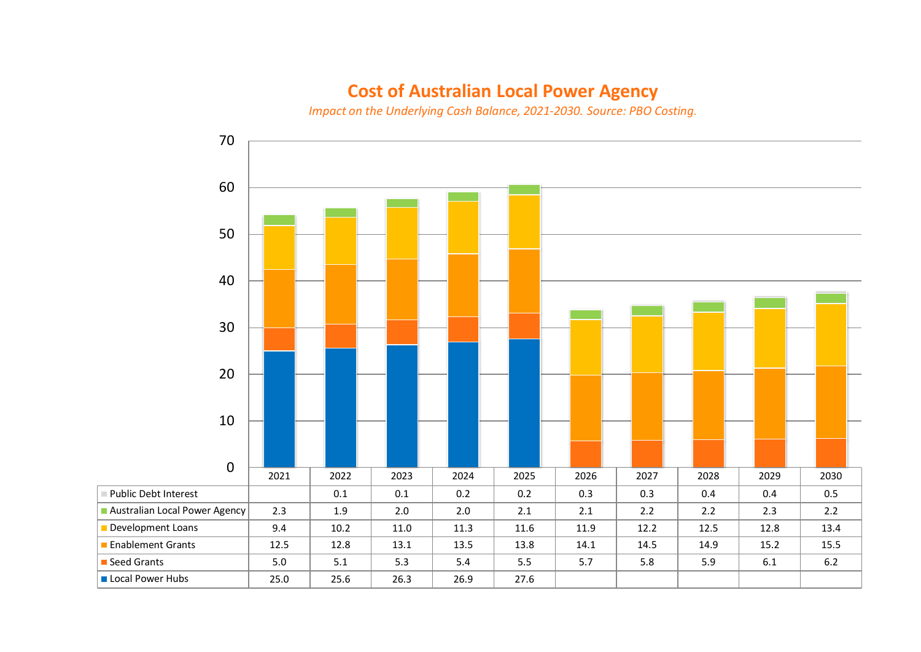## Cost of Australian Local Power Agency

*Impact on the Underlying Cash Balance, 2021-2030. Source: PBO Costing.*

70
60
50
40
30
20
10
0

| | 2021 | 2022 | 2023 | 2024 | 2025 | 2026 | 2027 | 2028 | 2029 | 2030 |
|---|---|---|---|---|---|---|---|---|---|---|
| Public Debt Interest | | 0.1 | 0.1 | 0.2 | 0.2 | 0.3 | 0.3 | 0.4 | 0.4 | 0.5 |
| Australian Local Power Agency | 2.3 | 1.9 | 2.0 | 2.0 | 2.1 | 2.1 | 2.2 | 2.2 | 2.3 | 2.2 |
| Development Loans | 9.4 | 10.2 | 11.0 | 11.3 | 11.6 | 11.9 | 12.2 | 12.5 | 12.8 | 13.4 |
| Enablement Grants | 12.5 | 12.8 | 13.1 | 13.5 | 13.8 | 14.1 | 14.5 | 14.9 | 15.2 | 15.5 |
| Seed Grants | 5.0 | 5.1 | 5.3 | 5.4 | 5.5 | 5.7 | 5.8 | 5.9 | 6.1 | 6.2 |
| Local Power Hubs | 25.0 | 25.6 | 26.3 | 26.9 | 27.6 | | | | | |